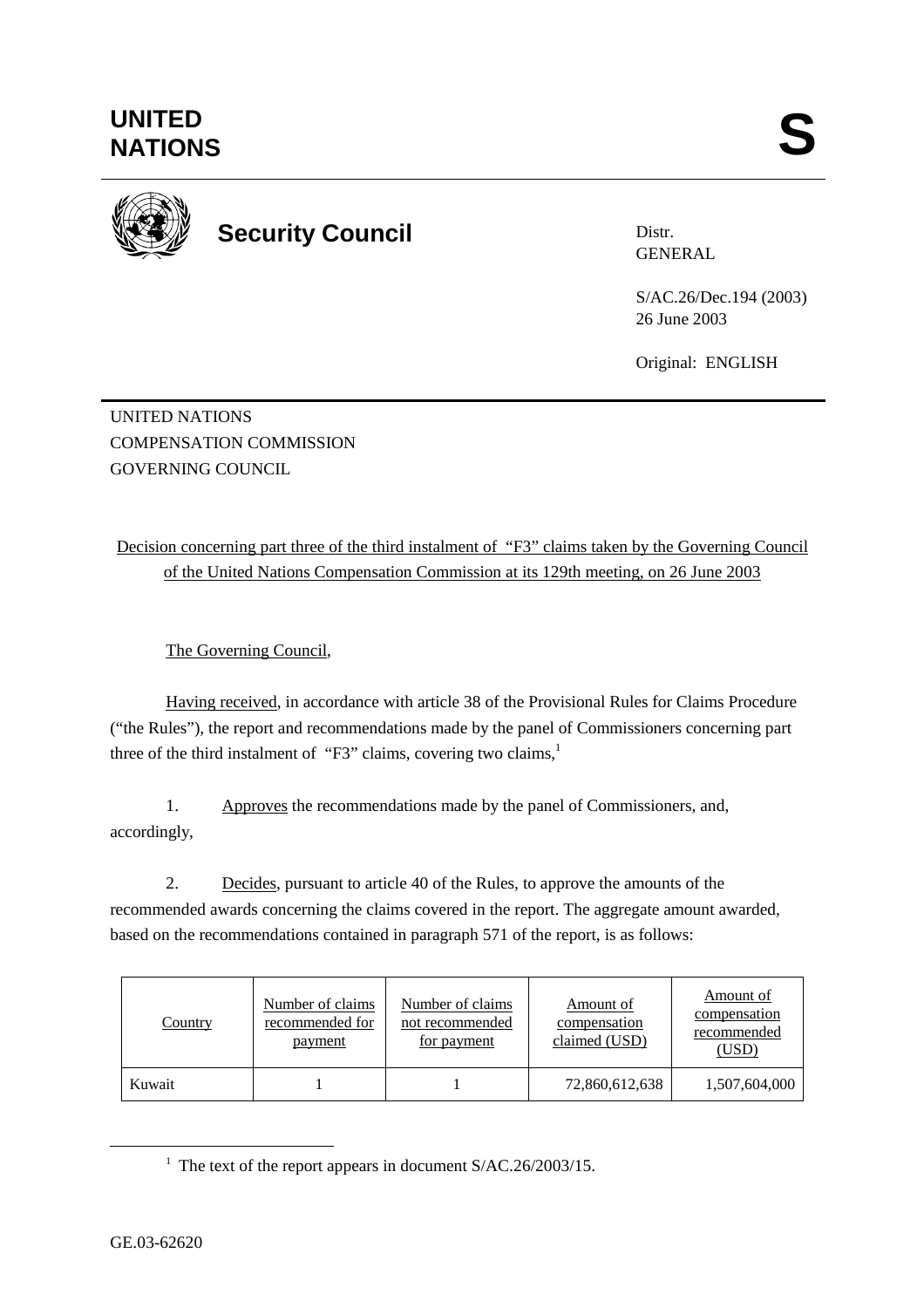# UNITED NATIONS

# S

**Security Council**

Distr.
GENERAL

S/AC.26/Dec.194 (2003)
26 June 2003

Original: ENGLISH

UNITED NATIONS
COMPENSATION COMMISSION
GOVERNING COUNCIL

Decision concerning part three of the third instalment of "F3" claims taken by the Governing Council of the United Nations Compensation Commission at its 129th meeting, on 26 June 2003

The Governing Council,

Having received, in accordance with article 38 of the Provisional Rules for Claims Procedure ("the Rules"), the report and recommendations made by the panel of Commissioners concerning part three of the third instalment of "F3" claims, covering two claims,[1]

1. Approves the recommendations made by the panel of Commissioners, and, accordingly,

2. Decides, pursuant to article 40 of the Rules, to approve the amounts of the recommended awards concerning the claims covered in the report. The aggregate amount awarded, based on the recommendations contained in paragraph 571 of the report, is as follows:

| Country | Number of claims recommended for payment | Number of claims not recommended for payment | Amount of compensation claimed (USD) | Amount of compensation recommended (USD) |
|---|---|---|---|---|
| Kuwait | 1 | 1 | 72,860,612,638 | 1,507,604,000 |

[1] The text of the report appears in document S/AC.26/2003/15.

GE.03-62620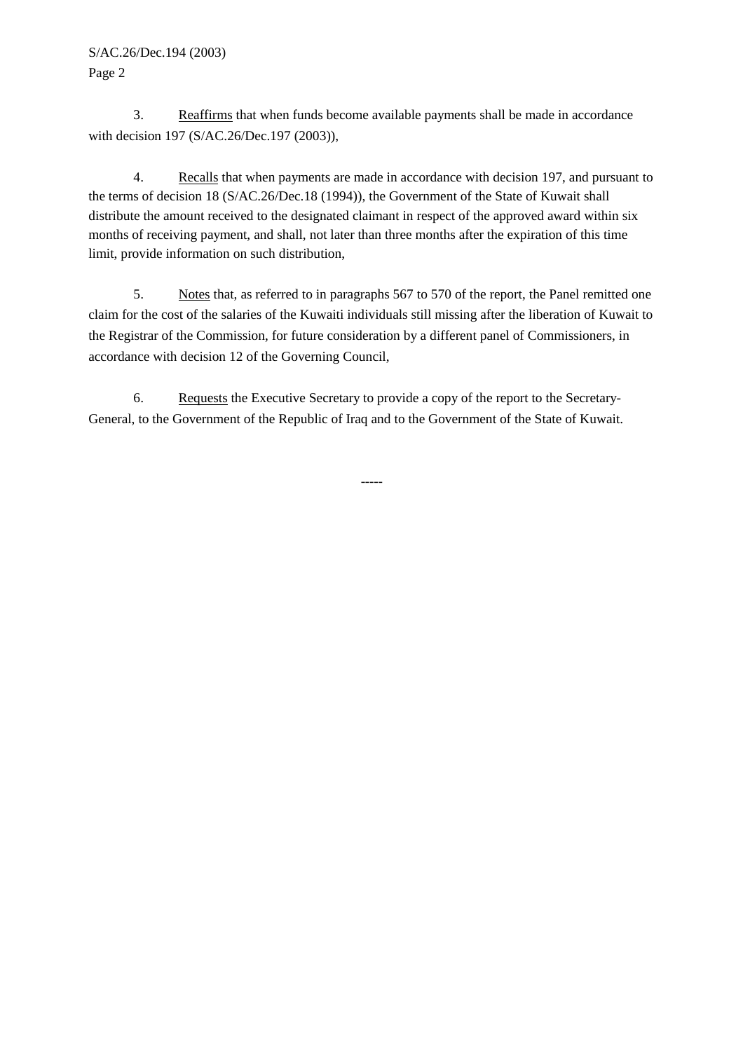3. Reaffirms that when funds become available payments shall be made in accordance with decision 197 (S/AC.26/Dec.197 (2003)),

4. Recalls that when payments are made in accordance with decision 197, and pursuant to the terms of decision 18 (S/AC.26/Dec.18 (1994)), the Government of the State of Kuwait shall distribute the amount received to the designated claimant in respect of the approved award within six months of receiving payment, and shall, not later than three months after the expiration of this time limit, provide information on such distribution,

5. Notes that, as referred to in paragraphs 567 to 570 of the report, the Panel remitted one claim for the cost of the salaries of the Kuwaiti individuals still missing after the liberation of Kuwait to the Registrar of the Commission, for future consideration by a different panel of Commissioners, in accordance with decision 12 of the Governing Council,

6. Requests the Executive Secretary to provide a copy of the report to the Secretary-General, to the Government of the Republic of Iraq and to the Government of the State of Kuwait.

-----